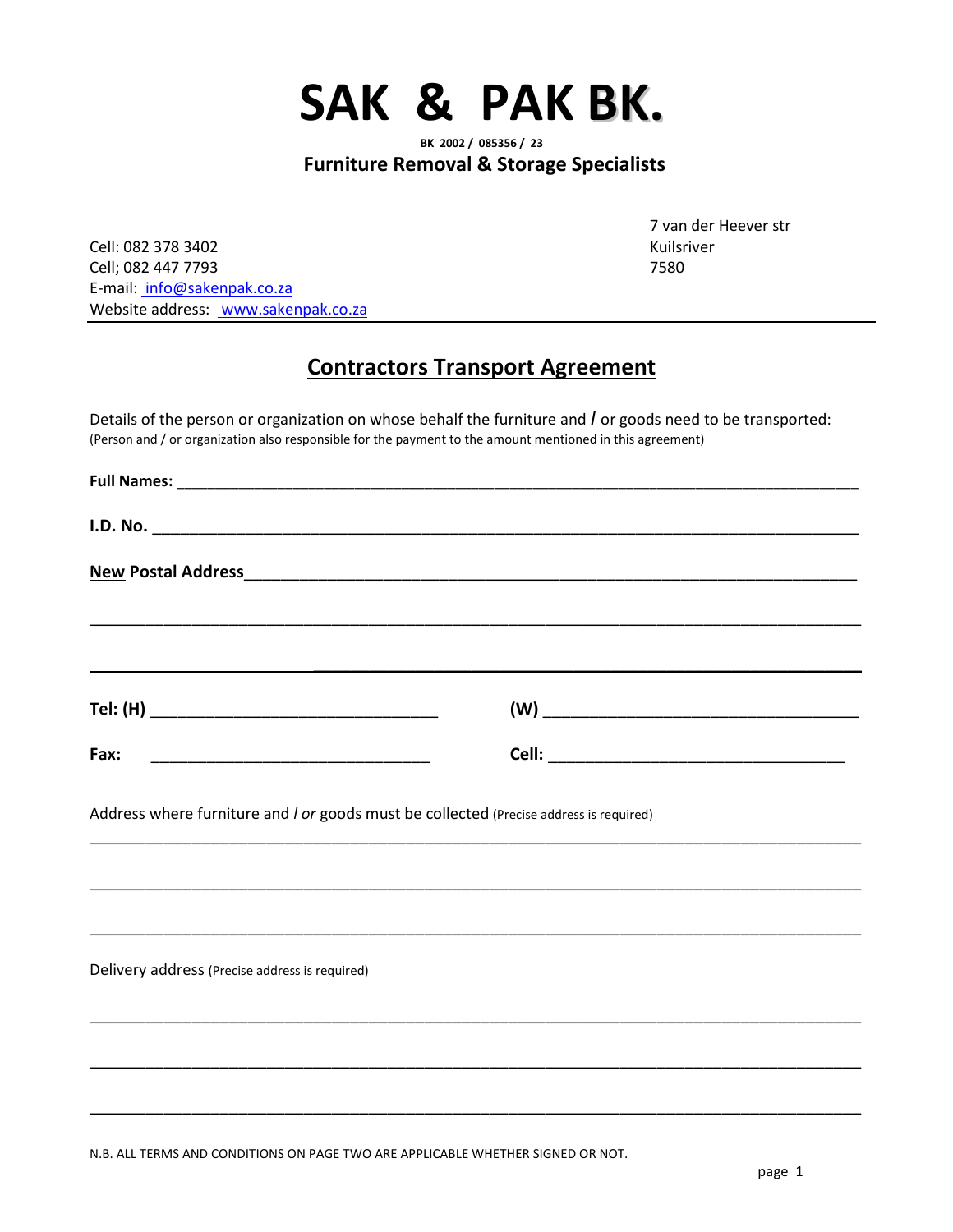# SAK & PAK BK.

**BK 2002 / 085356 / 23**

**Furniture Removal & Storage Specialists**

Cell: 082 378 3402
Cell; 082 447 7793
E-mail: info@sakenpak.co.za
Website address: www.sakenpak.co.za

7 van der Heever str
Kuilsriver
7580

---

## Contractors Transport Agreement

Details of the person or organization on whose behalf the furniture and / or goods need to be transported:
(Person and / or organization also responsible for the payment to the amount mentioned in this agreement)

**Full Names:** ____________________________________________________________________________

**I.D. No.** ______________________________________________________________________________

**New Postal Address**______________________________________________________________________

_________________________________________________________________________________________

_________________________________________________________________________________________

**Tel: (H)** ______________________________ **(W)** ________________________________

**Fax:** ______________________________ **Cell:** ________________________________

Address where furniture and / or goods must be collected (Precise address is required)

_________________________________________________________________________________________

_________________________________________________________________________________________

_________________________________________________________________________________________

Delivery address (Precise address is required)

_________________________________________________________________________________________

_________________________________________________________________________________________

_________________________________________________________________________________________

N.B. ALL TERMS AND CONDITIONS ON PAGE TWO ARE APPLICABLE WHETHER SIGNED OR NOT.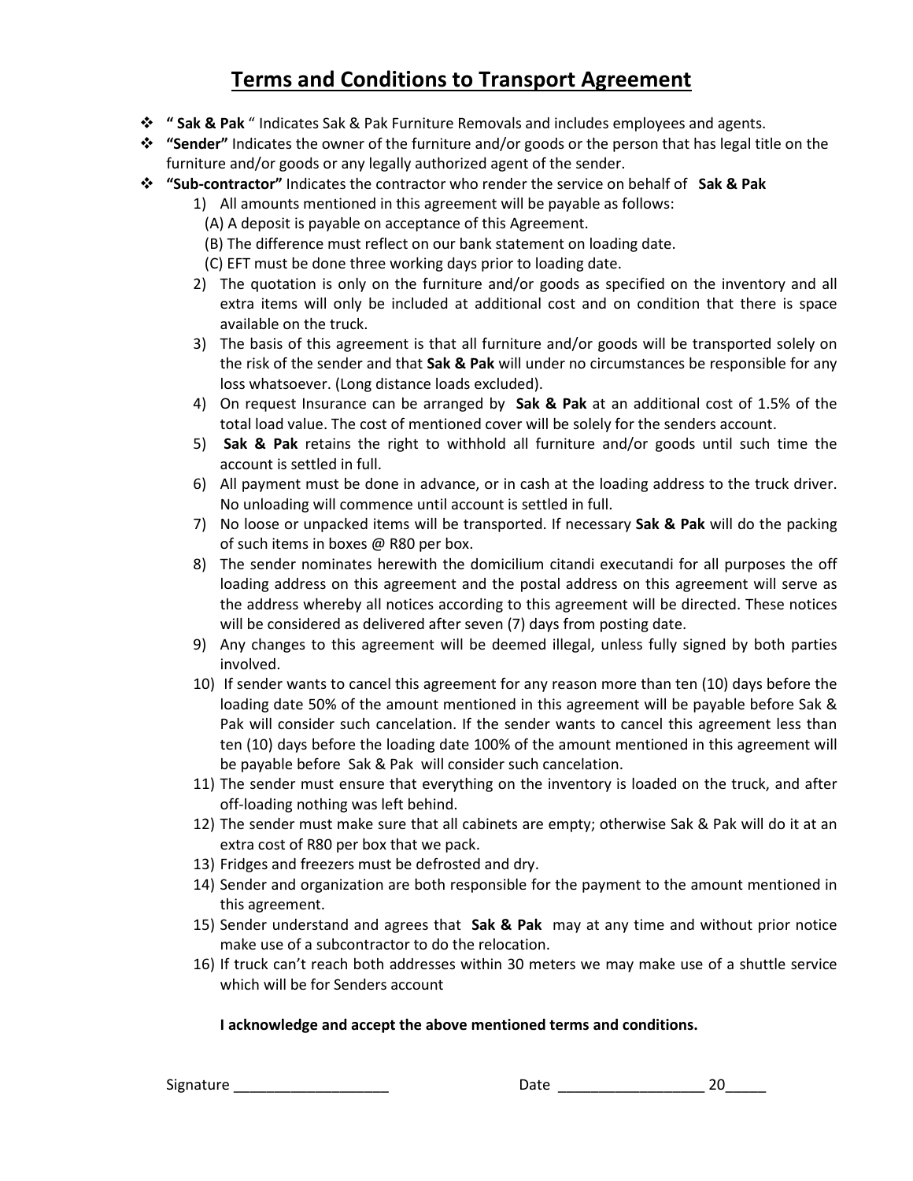# Terms and Conditions to Transport Agreement

- **" Sak & Pak** " Indicates Sak & Pak Furniture Removals and includes employees and agents.
- **"Sender"** Indicates the owner of the furniture and/or goods or the person that has legal title on the furniture and/or goods or any legally authorized agent of the sender.
- **"Sub-contractor"** Indicates the contractor who render the service on behalf of **Sak & Pak**

1) All amounts mentioned in this agreement will be payable as follows:
   (A) A deposit is payable on acceptance of this Agreement.
   (B) The difference must reflect on our bank statement on loading date.
   (C) EFT must be done three working days prior to loading date.
2) The quotation is only on the furniture and/or goods as specified on the inventory and all extra items will only be included at additional cost and on condition that there is space available on the truck.
3) The basis of this agreement is that all furniture and/or goods will be transported solely on the risk of the sender and that **Sak & Pak** will under no circumstances be responsible for any loss whatsoever. (Long distance loads excluded).
4) On request Insurance can be arranged by **Sak & Pak** at an additional cost of 1.5% of the total load value. The cost of mentioned cover will be solely for the senders account.
5) **Sak & Pak** retains the right to withhold all furniture and/or goods until such time the account is settled in full.
6) All payment must be done in advance, or in cash at the loading address to the truck driver. No unloading will commence until account is settled in full.
7) No loose or unpacked items will be transported. If necessary **Sak & Pak** will do the packing of such items in boxes @ R80 per box.
8) The sender nominates herewith the domicilium citandi executandi for all purposes the off loading address on this agreement and the postal address on this agreement will serve as the address whereby all notices according to this agreement will be directed. These notices will be considered as delivered after seven (7) days from posting date.
9) Any changes to this agreement will be deemed illegal, unless fully signed by both parties involved.
10) If sender wants to cancel this agreement for any reason more than ten (10) days before the loading date 50% of the amount mentioned in this agreement will be payable before Sak & Pak will consider such cancelation. If the sender wants to cancel this agreement less than ten (10) days before the loading date 100% of the amount mentioned in this agreement will be payable before Sak & Pak will consider such cancelation.
11) The sender must ensure that everything on the inventory is loaded on the truck, and after off-loading nothing was left behind.
12) The sender must make sure that all cabinets are empty; otherwise Sak & Pak will do it at an extra cost of R80 per box that we pack.
13) Fridges and freezers must be defrosted and dry.
14) Sender and organization are both responsible for the payment to the amount mentioned in this agreement.
15) Sender understand and agrees that **Sak & Pak** may at any time and without prior notice make use of a subcontractor to do the relocation.
16) If truck can't reach both addresses within 30 meters we may make use of a shuttle service which will be for Senders account

**I acknowledge and accept the above mentioned terms and conditions.**

Signature ___________________ Date __________________ 20_____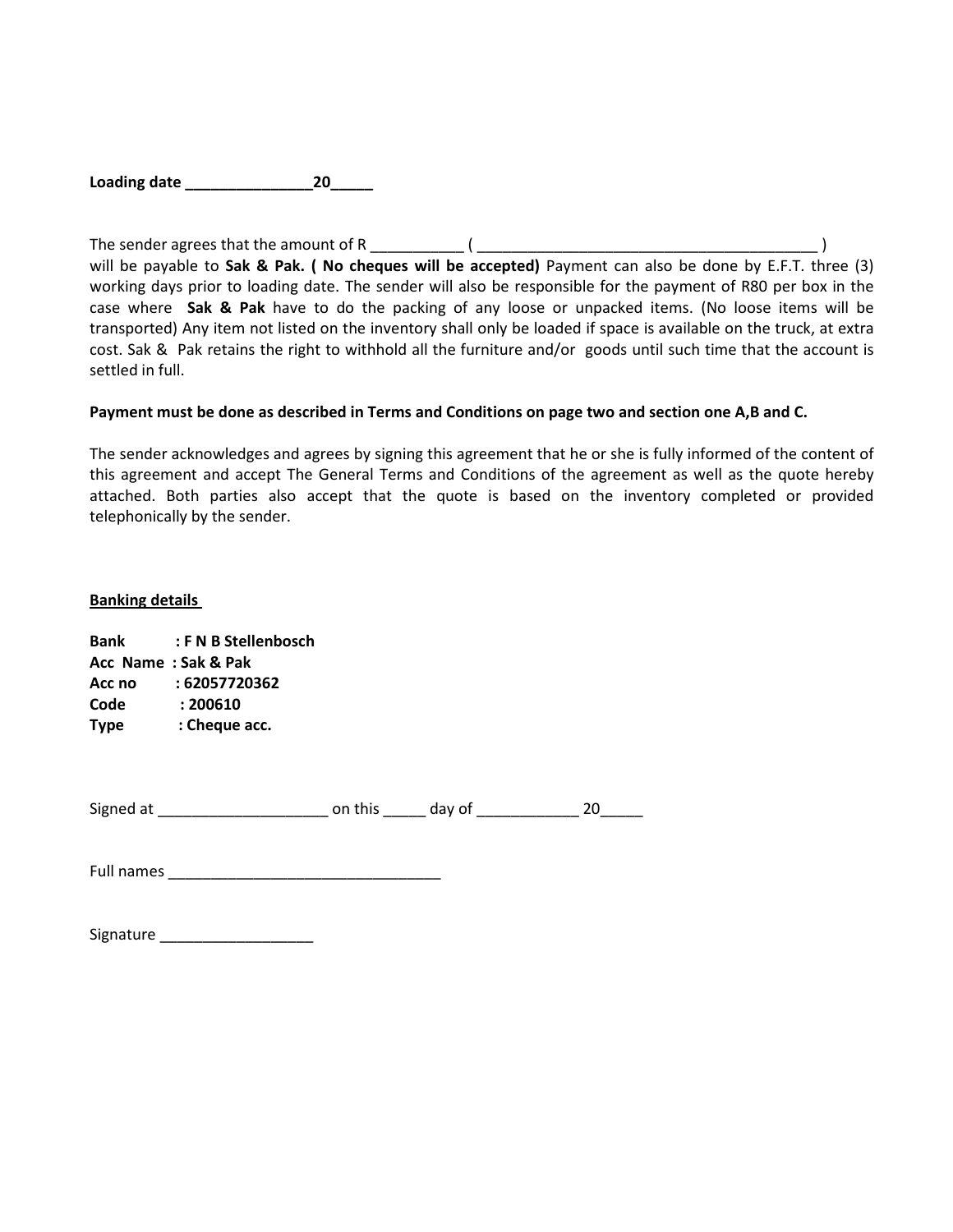**Loading date _______________20_____**

The sender agrees that the amount of R ___________ ( _________________________________________ ) will be payable to **Sak & Pak. ( No cheques will be accepted)** Payment can also be done by E.F.T. three (3) working days prior to loading date. The sender will also be responsible for the payment of R80 per box in the case where **Sak & Pak** have to do the packing of any loose or unpacked items. (No loose items will be transported) Any item not listed on the inventory shall only be loaded if space is available on the truck, at extra cost. Sak & Pak retains the right to withhold all the furniture and/or goods until such time that the account is settled in full.

**Payment must be done as described in Terms and Conditions on page two and section one A,B and C.**

The sender acknowledges and agrees by signing this agreement that he or she is fully informed of the content of this agreement and accept The General Terms and Conditions of the agreement as well as the quote hereby attached. Both parties also accept that the quote is based on the inventory completed or provided telephonically by the sender.

<u>**Banking details**</u>

**Bank : F N B Stellenbosch**
**Acc Name : Sak & Pak**
**Acc no : 62057720362**
**Code : 200610**
**Type : Cheque acc.**

Signed at ____________________ on this _____ day of ____________ 20_____

Full names ________________________________

Signature __________________